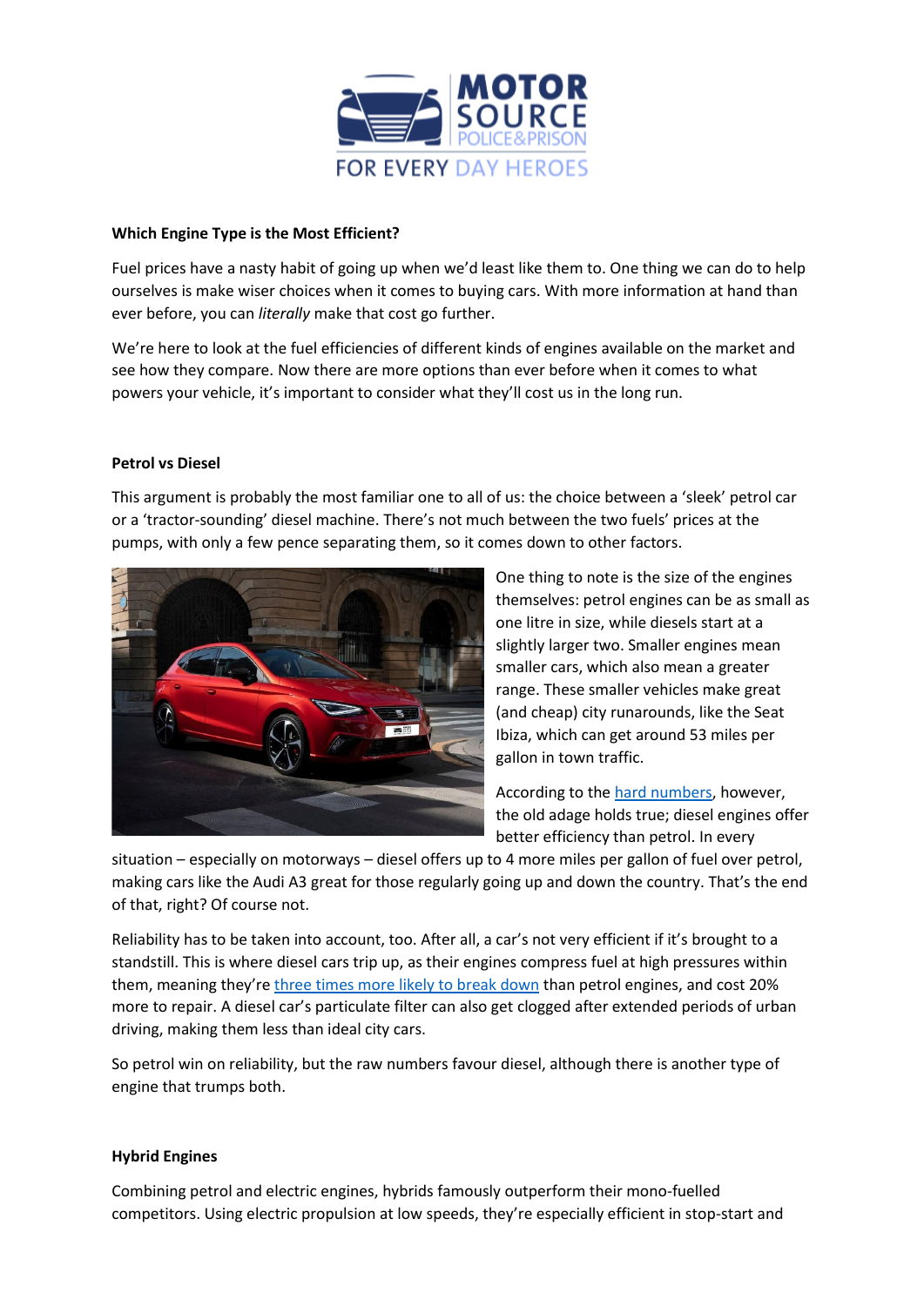**Which Engine Type is the Most Efficient?**

Fuel prices have a nasty habit of going up when we'd least like them to. One thing we can do to help ourselves is make wiser choices when it comes to buying cars. With more information at hand than ever before, you can *literally* make that cost go further.

We're here to look at the fuel efficiencies of different kinds of engines available on the market and see how they compare. Now there are more options than ever before when it comes to what powers your vehicle, it's important to consider what they'll cost us in the long run.

**Petrol vs Diesel**

This argument is probably the most familiar one to all of us: the choice between a 'sleek' petrol car or a 'tractor-sounding' diesel machine. There's not much between the two fuels' prices at the pumps, with only a few pence separating them, so it comes down to other factors.

One thing to note is the size of the engines themselves: petrol engines can be as small as one litre in size, while diesels start at a slightly larger two. Smaller engines mean smaller cars, which also mean a greater range. These smaller vehicles make great (and cheap) city runarounds, like the Seat Ibiza, which can get around 53 miles per gallon in town traffic.

According to the hard numbers, however, the old adage holds true; diesel engines offer better efficiency than petrol. In every situation – especially on motorways – diesel offers up to 4 more miles per gallon of fuel over petrol, making cars like the Audi A3 great for those regularly going up and down the country. That's the end of that, right? Of course not.

Reliability has to be taken into account, too. After all, a car's not very efficient if it's brought to a standstill. This is where diesel cars trip up, as their engines compress fuel at high pressures within them, meaning they're three times more likely to break down than petrol engines, and cost 20% more to repair. A diesel car's particulate filter can also get clogged after extended periods of urban driving, making them less than ideal city cars.

So petrol win on reliability, but the raw numbers favour diesel, although there is another type of engine that trumps both.

**Hybrid Engines**

Combining petrol and electric engines, hybrids famously outperform their mono-fuelled competitors. Using electric propulsion at low speeds, they're especially efficient in stop-start and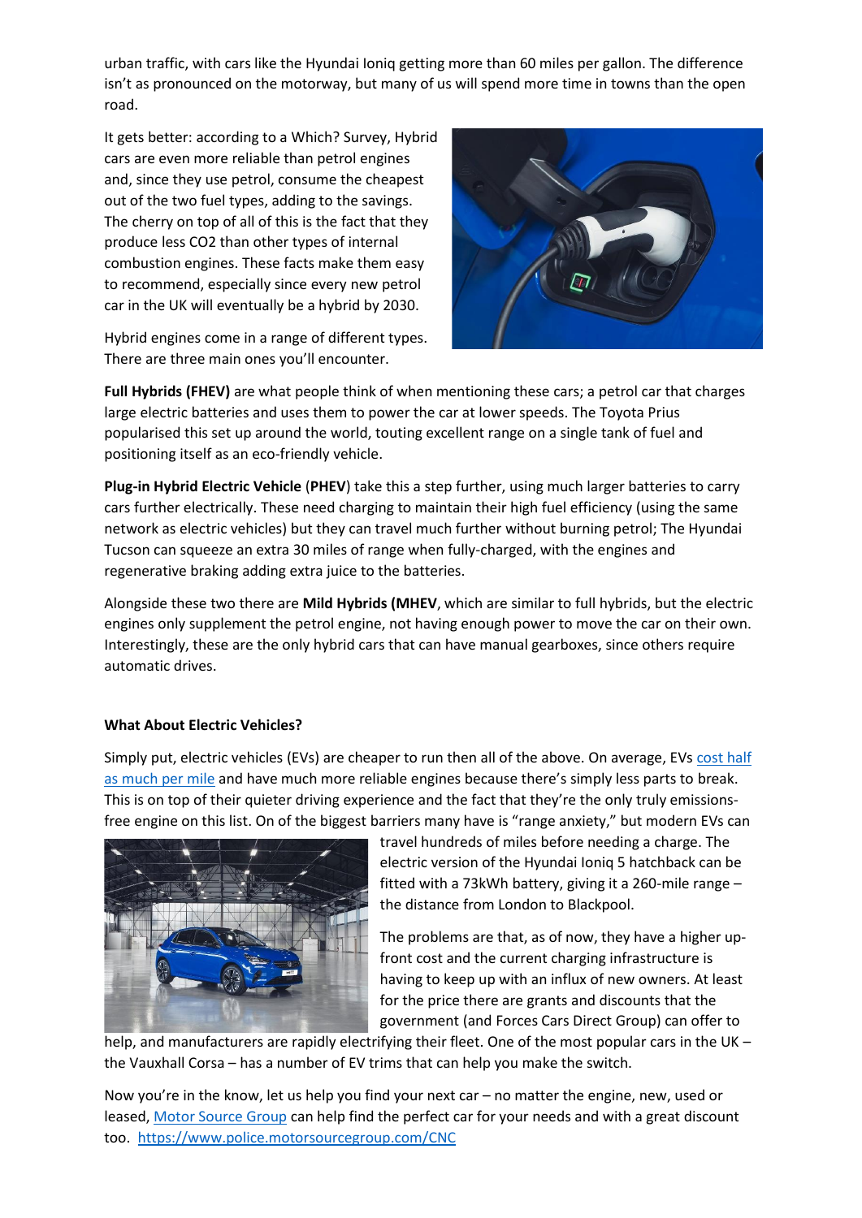urban traffic, with cars like the Hyundai Ioniq getting more than 60 miles per gallon. The difference isn't as pronounced on the motorway, but many of us will spend more time in towns than the open road.

It gets better: according to a Which? Survey, Hybrid cars are even more reliable than petrol engines and, since they use petrol, consume the cheapest out of the two fuel types, adding to the savings. The cherry on top of all of this is the fact that they produce less CO2 than other types of internal combustion engines. These facts make them easy to recommend, especially since every new petrol car in the UK will eventually be a hybrid by 2030.

Hybrid engines come in a range of different types. There are three main ones you'll encounter.

**Full Hybrids (FHEV)** are what people think of when mentioning these cars; a petrol car that charges large electric batteries and uses them to power the car at lower speeds. The Toyota Prius popularised this set up around the world, touting excellent range on a single tank of fuel and positioning itself as an eco-friendly vehicle.

**Plug-in Hybrid Electric Vehicle** (**PHEV**) take this a step further, using much larger batteries to carry cars further electrically. These need charging to maintain their high fuel efficiency (using the same network as electric vehicles) but they can travel much further without burning petrol; The Hyundai Tucson can squeeze an extra 30 miles of range when fully-charged, with the engines and regenerative braking adding extra juice to the batteries.

Alongside these two there are **Mild Hybrids (MHEV**, which are similar to full hybrids, but the electric engines only supplement the petrol engine, not having enough power to move the car on their own. Interestingly, these are the only hybrid cars that can have manual gearboxes, since others require automatic drives.

**What About Electric Vehicles?**

Simply put, electric vehicles (EVs) are cheaper to run then all of the above. On average, EVs [cost half as much per mile]() and have much more reliable engines because there's simply less parts to break. This is on top of their quieter driving experience and the fact that they're the only truly emissions-free engine on this list. On of the biggest barriers many have is "range anxiety," but modern EVs can travel hundreds of miles before needing a charge. The electric version of the Hyundai Ioniq 5 hatchback can be fitted with a 73kWh battery, giving it a 260-mile range – the distance from London to Blackpool.

The problems are that, as of now, they have a higher up-front cost and the current charging infrastructure is having to keep up with an influx of new owners. At least for the price there are grants and discounts that the government (and Forces Cars Direct Group) can offer to help, and manufacturers are rapidly electrifying their fleet. One of the most popular cars in the UK – the Vauxhall Corsa – has a number of EV trims that can help you make the switch.

Now you're in the know, let us help you find your next car – no matter the engine, new, used or leased, [Motor Source Group]() can help find the perfect car for your needs and with a great discount too. [https://www.police.motorsourcegroup.com/CNC](https://www.police.motorsourcegroup.com/CNC)